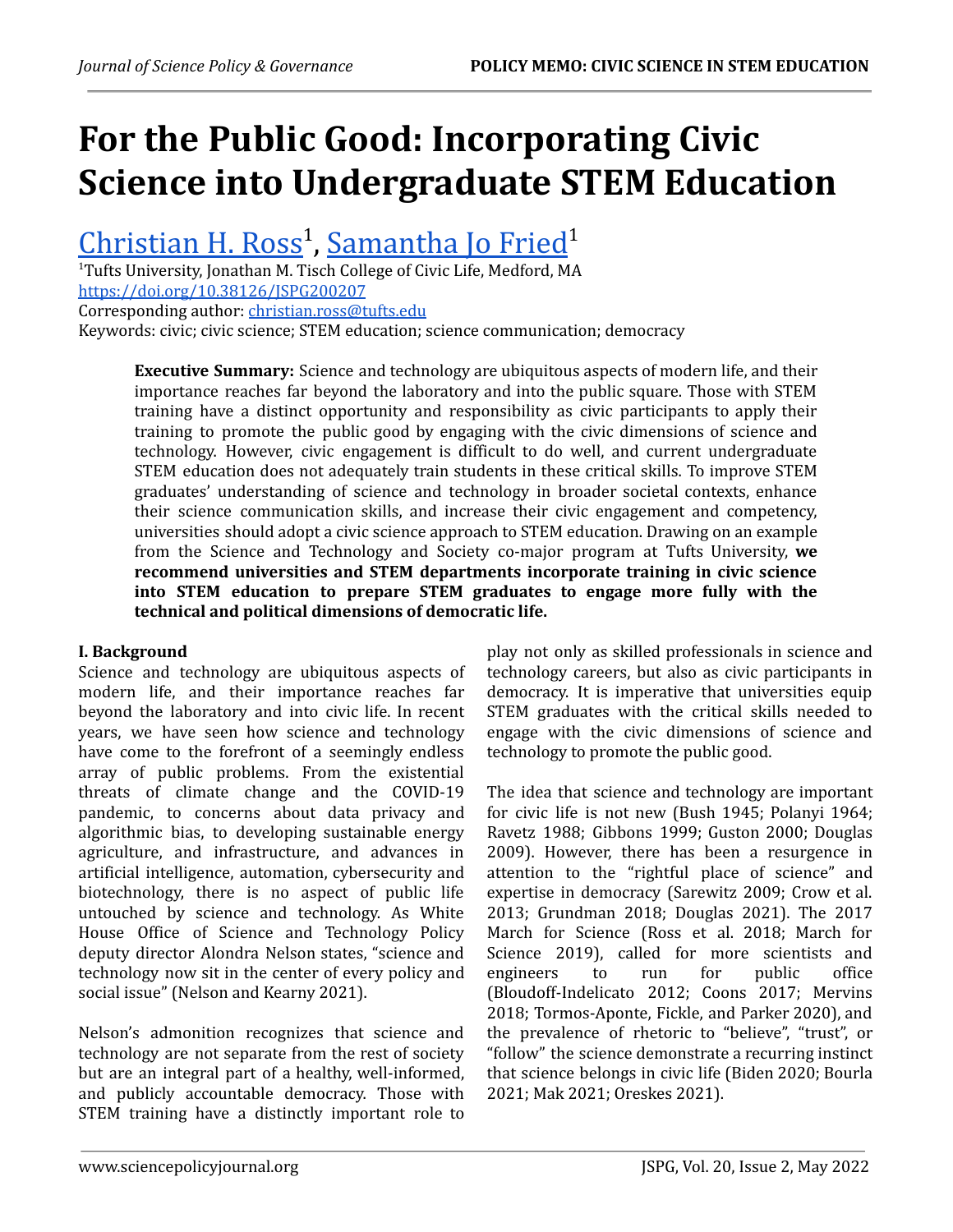# For the Public Good: Incorporating Civic Science into Undergraduate STEM Education

Christian H. Ross[1], Samantha Jo Fried[1]

[1]Tufts University, Jonathan M. Tisch College of Civic Life, Medford, MA

https://doi.org/10.38126/JSPG200207

Corresponding author: christian.ross@tufts.edu

Keywords: civic; civic science; STEM education; science communication; democracy

**Executive Summary:** Science and technology are ubiquitous aspects of modern life, and their importance reaches far beyond the laboratory and into the public square. Those with STEM training have a distinct opportunity and responsibility as civic participants to apply their training to promote the public good by engaging with the civic dimensions of science and technology. However, civic engagement is difficult to do well, and current undergraduate STEM education does not adequately train students in these critical skills. To improve STEM graduates' understanding of science and technology in broader societal contexts, enhance their science communication skills, and increase their civic engagement and competency, universities should adopt a civic science approach to STEM education. Drawing on an example from the Science and Technology and Society co-major program at Tufts University, **we recommend universities and STEM departments incorporate training in civic science into STEM education to prepare STEM graduates to engage more fully with the technical and political dimensions of democratic life.**

## I. Background

Science and technology are ubiquitous aspects of modern life, and their importance reaches far beyond the laboratory and into civic life. In recent years, we have seen how science and technology have come to the forefront of a seemingly endless array of public problems. From the existential threats of climate change and the COVID-19 pandemic, to concerns about data privacy and algorithmic bias, to developing sustainable energy agriculture, and infrastructure, and advances in artificial intelligence, automation, cybersecurity and biotechnology, there is no aspect of public life untouched by science and technology. As White House Office of Science and Technology Policy deputy director Alondra Nelson states, "science and technology now sit in the center of every policy and social issue" (Nelson and Kearny 2021).

Nelson's admonition recognizes that science and technology are not separate from the rest of society but are an integral part of a healthy, well-informed, and publicly accountable democracy. Those with STEM training have a distinctly important role to play not only as skilled professionals in science and technology careers, but also as civic participants in democracy. It is imperative that universities equip STEM graduates with the critical skills needed to engage with the civic dimensions of science and technology to promote the public good.

The idea that science and technology are important for civic life is not new (Bush 1945; Polanyi 1964; Ravetz 1988; Gibbons 1999; Guston 2000; Douglas 2009). However, there has been a resurgence in attention to the "rightful place of science" and expertise in democracy (Sarewitz 2009; Crow et al. 2013; Grundman 2018; Douglas 2021). The 2017 March for Science (Ross et al. 2018; March for Science 2019), called for more scientists and engineers to run for public office (Bloudoff-Indelicato 2012; Coons 2017; Mervins 2018; Tormos-Aponte, Fickle, and Parker 2020), and the prevalence of rhetoric to "believe", "trust", or "follow" the science demonstrate a recurring instinct that science belongs in civic life (Biden 2020; Bourla 2021; Mak 2021; Oreskes 2021).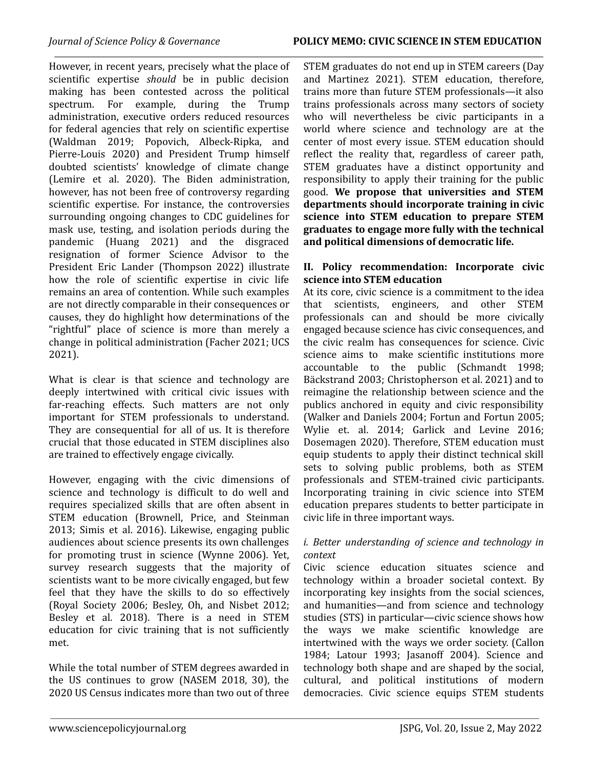However, in recent years, precisely what the place of scientific expertise *should* be in public decision making has been contested across the political spectrum. For example, during the Trump administration, executive orders reduced resources for federal agencies that rely on scientific expertise (Waldman 2019; Popovich, Albeck-Ripka, and Pierre-Louis 2020) and President Trump himself doubted scientists' knowledge of climate change (Lemire et al. 2020). The Biden administration, however, has not been free of controversy regarding scientific expertise. For instance, the controversies surrounding ongoing changes to CDC guidelines for mask use, testing, and isolation periods during the pandemic (Huang 2021) and the disgraced resignation of former Science Advisor to the President Eric Lander (Thompson 2022) illustrate how the role of scientific expertise in civic life remains an area of contention. While such examples are not directly comparable in their consequences or causes, they do highlight how determinations of the "rightful" place of science is more than merely a change in political administration (Facher 2021; UCS 2021).

What is clear is that science and technology are deeply intertwined with critical civic issues with far-reaching effects. Such matters are not only important for STEM professionals to understand. They are consequential for all of us. It is therefore crucial that those educated in STEM disciplines also are trained to effectively engage civically.

However, engaging with the civic dimensions of science and technology is difficult to do well and requires specialized skills that are often absent in STEM education (Brownell, Price, and Steinman 2013; Simis et al. 2016). Likewise, engaging public audiences about science presents its own challenges for promoting trust in science (Wynne 2006). Yet, survey research suggests that the majority of scientists want to be more civically engaged, but few feel that they have the skills to do so effectively (Royal Society 2006; Besley, Oh, and Nisbet 2012; Besley et al. 2018). There is a need in STEM education for civic training that is not sufficiently met.

While the total number of STEM degrees awarded in the US continues to grow (NASEM 2018, 30), the 2020 US Census indicates more than two out of three STEM graduates do not end up in STEM careers (Day and Martinez 2021). STEM education, therefore, trains more than future STEM professionals—it also trains professionals across many sectors of society who will nevertheless be civic participants in a world where science and technology are at the center of most every issue. STEM education should reflect the reality that, regardless of career path, STEM graduates have a distinct opportunity and responsibility to apply their training for the public good. **We propose that universities and STEM departments should incorporate training in civic science into STEM education to prepare STEM graduates to engage more fully with the technical and political dimensions of democratic life.**

## II. Policy recommendation: Incorporate civic science into STEM education

At its core, civic science is a commitment to the idea that scientists, engineers, and other STEM professionals can and should be more civically engaged because science has civic consequences, and the civic realm has consequences for science. Civic science aims to make scientific institutions more accountable to the public (Schmandt 1998; Bäckstrand 2003; Christopherson et al. 2021) and to reimagine the relationship between science and the publics anchored in equity and civic responsibility (Walker and Daniels 2004; Fortun and Fortun 2005; Wylie et. al. 2014; Garlick and Levine 2016; Dosemagen 2020). Therefore, STEM education must equip students to apply their distinct technical skill sets to solving public problems, both as STEM professionals and STEM-trained civic participants. Incorporating training in civic science into STEM education prepares students to better participate in civic life in three important ways.

### *i. Better understanding of science and technology in context*

Civic science education situates science and technology within a broader societal context. By incorporating key insights from the social sciences, and humanities—and from science and technology studies (STS) in particular—civic science shows how the ways we make scientific knowledge are intertwined with the ways we order society. (Callon 1984; Latour 1993; Jasanoff 2004). Science and technology both shape and are shaped by the social, cultural, and political institutions of modern democracies. Civic science equips STEM students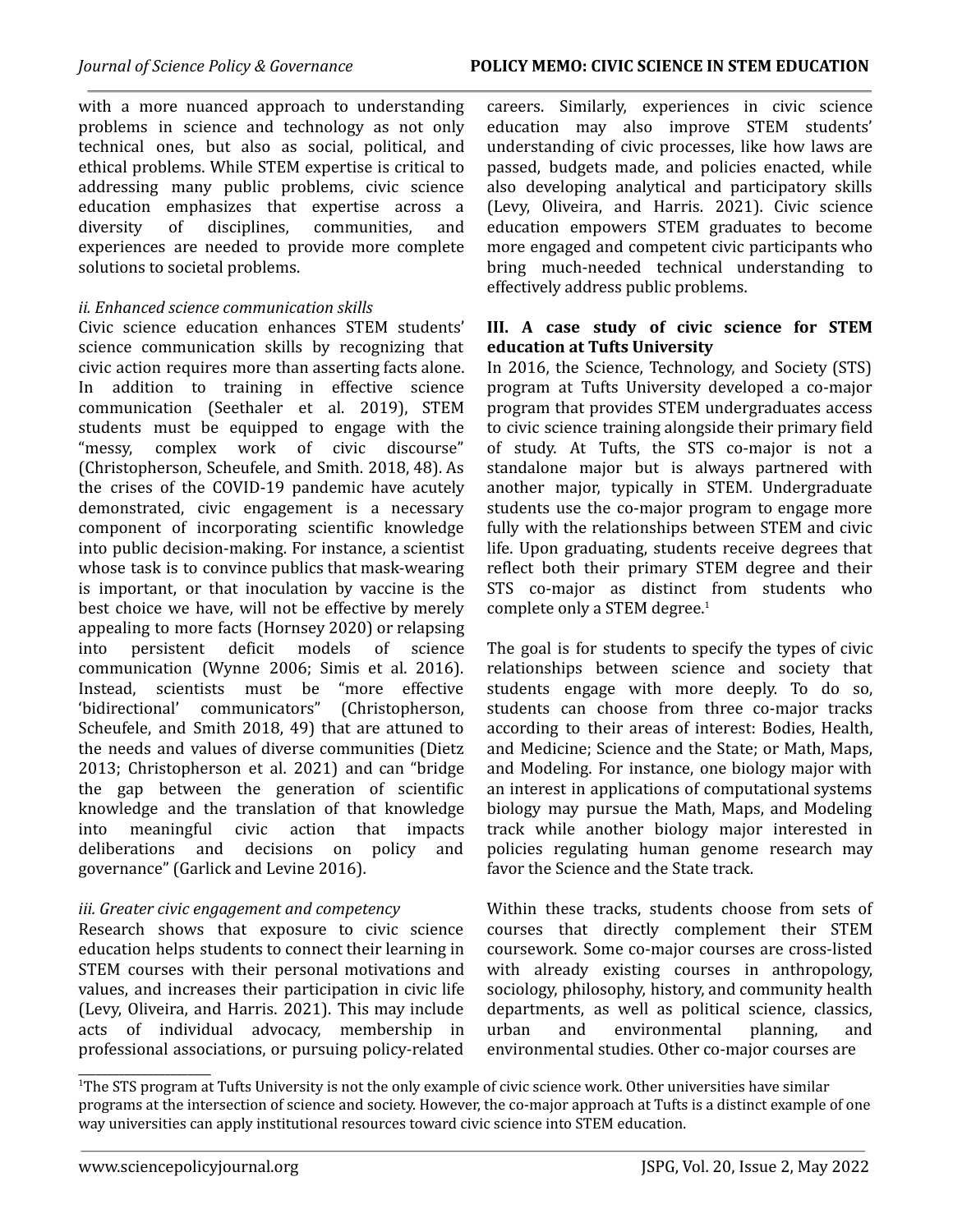with a more nuanced approach to understanding problems in science and technology as not only technical ones, but also as social, political, and ethical problems. While STEM expertise is critical to addressing many public problems, civic science education emphasizes that expertise across a diversity of disciplines, communities, and experiences are needed to provide more complete solutions to societal problems.

*ii. Enhanced science communication skills*

Civic science education enhances STEM students' science communication skills by recognizing that civic action requires more than asserting facts alone. In addition to training in effective science communication (Seethaler et al. 2019), STEM students must be equipped to engage with the "messy, complex work of civic discourse" (Christopherson, Scheufele, and Smith. 2018, 48). As the crises of the COVID-19 pandemic have acutely demonstrated, civic engagement is a necessary component of incorporating scientific knowledge into public decision-making. For instance, a scientist whose task is to convince publics that mask-wearing is important, or that inoculation by vaccine is the best choice we have, will not be effective by merely appealing to more facts (Hornsey 2020) or relapsing into persistent deficit models of science communication (Wynne 2006; Simis et al. 2016). Instead, scientists must be "more effective 'bidirectional' communicators" (Christopherson, Scheufele, and Smith 2018, 49) that are attuned to the needs and values of diverse communities (Dietz 2013; Christopherson et al. 2021) and can "bridge the gap between the generation of scientific knowledge and the translation of that knowledge into meaningful civic action that impacts deliberations and decisions on policy and governance" (Garlick and Levine 2016).

*iii. Greater civic engagement and competency*

Research shows that exposure to civic science education helps students to connect their learning in STEM courses with their personal motivations and values, and increases their participation in civic life (Levy, Oliveira, and Harris. 2021). This may include acts of individual advocacy, membership in professional associations, or pursuing policy-related careers. Similarly, experiences in civic science education may also improve STEM students' understanding of civic processes, like how laws are passed, budgets made, and policies enacted, while also developing analytical and participatory skills (Levy, Oliveira, and Harris. 2021). Civic science education empowers STEM graduates to become more engaged and competent civic participants who bring much-needed technical understanding to effectively address public problems.

## III. A case study of civic science for STEM education at Tufts University

In 2016, the Science, Technology, and Society (STS) program at Tufts University developed a co-major program that provides STEM undergraduates access to civic science training alongside their primary field of study. At Tufts, the STS co-major is not a standalone major but is always partnered with another major, typically in STEM. Undergraduate students use the co-major program to engage more fully with the relationships between STEM and civic life. Upon graduating, students receive degrees that reflect both their primary STEM degree and their STS co-major as distinct from students who complete only a STEM degree.[1]

The goal is for students to specify the types of civic relationships between science and society that students engage with more deeply. To do so, students can choose from three co-major tracks according to their areas of interest: Bodies, Health, and Medicine; Science and the State; or Math, Maps, and Modeling. For instance, one biology major with an interest in applications of computational systems biology may pursue the Math, Maps, and Modeling track while another biology major interested in policies regulating human genome research may favor the Science and the State track.

Within these tracks, students choose from sets of courses that directly complement their STEM coursework. Some co-major courses are cross-listed with already existing courses in anthropology, sociology, philosophy, history, and community health departments, as well as political science, classics, urban and environmental planning, and environmental studies. Other co-major courses are

[1] The STS program at Tufts University is not the only example of civic science work. Other universities have similar programs at the intersection of science and society. However, the co-major approach at Tufts is a distinct example of one way universities can apply institutional resources toward civic science into STEM education.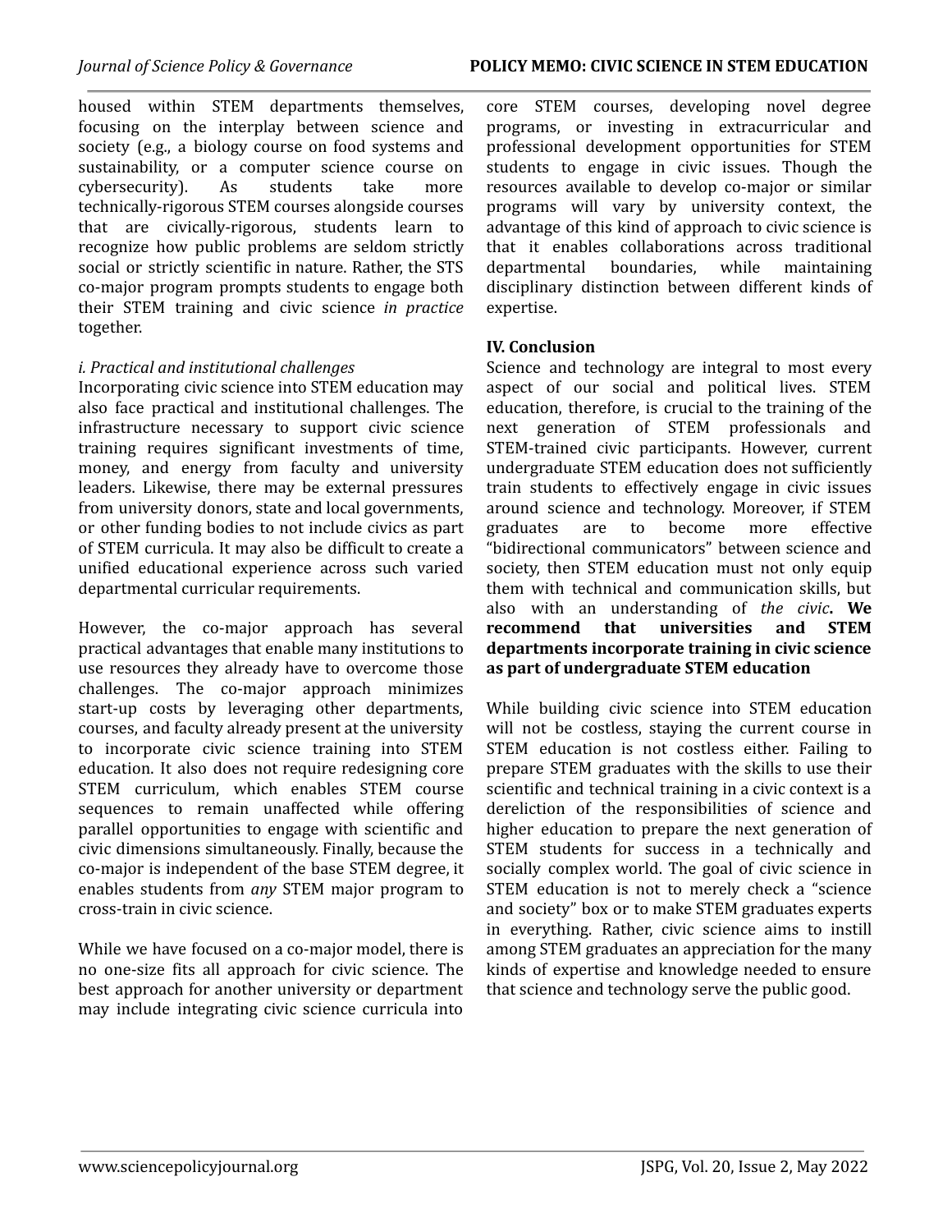housed within STEM departments themselves, focusing on the interplay between science and society (e.g., a biology course on food systems and sustainability, or a computer science course on cybersecurity). As students take more technically-rigorous STEM courses alongside courses that are civically-rigorous, students learn to recognize how public problems are seldom strictly social or strictly scientific in nature. Rather, the STS co-major program prompts students to engage both their STEM training and civic science *in practice* together.

*i. Practical and institutional challenges*

Incorporating civic science into STEM education may also face practical and institutional challenges. The infrastructure necessary to support civic science training requires significant investments of time, money, and energy from faculty and university leaders. Likewise, there may be external pressures from university donors, state and local governments, or other funding bodies to not include civics as part of STEM curricula. It may also be difficult to create a unified educational experience across such varied departmental curricular requirements.

However, the co-major approach has several practical advantages that enable many institutions to use resources they already have to overcome those challenges. The co-major approach minimizes start-up costs by leveraging other departments, courses, and faculty already present at the university to incorporate civic science training into STEM education. It also does not require redesigning core STEM curriculum, which enables STEM course sequences to remain unaffected while offering parallel opportunities to engage with scientific and civic dimensions simultaneously. Finally, because the co-major is independent of the base STEM degree, it enables students from *any* STEM major program to cross-train in civic science.

While we have focused on a co-major model, there is no one-size fits all approach for civic science. The best approach for another university or department may include integrating civic science curricula into core STEM courses, developing novel degree programs, or investing in extracurricular and professional development opportunities for STEM students to engage in civic issues. Though the resources available to develop co-major or similar programs will vary by university context, the advantage of this kind of approach to civic science is that it enables collaborations across traditional departmental boundaries, while maintaining disciplinary distinction between different kinds of expertise.

## IV. Conclusion

Science and technology are integral to most every aspect of our social and political lives. STEM education, therefore, is crucial to the training of the next generation of STEM professionals and STEM-trained civic participants. However, current undergraduate STEM education does not sufficiently train students to effectively engage in civic issues around science and technology. Moreover, if STEM graduates are to become more effective "bidirectional communicators" between science and society, then STEM education must not only equip them with technical and communication skills, but also with an understanding of *the civic*. **We recommend that universities and STEM departments incorporate training in civic science as part of undergraduate STEM education**

While building civic science into STEM education will not be costless, staying the current course in STEM education is not costless either. Failing to prepare STEM graduates with the skills to use their scientific and technical training in a civic context is a dereliction of the responsibilities of science and higher education to prepare the next generation of STEM students for success in a technically and socially complex world. The goal of civic science in STEM education is not to merely check a "science and society" box or to make STEM graduates experts in everything. Rather, civic science aims to instill among STEM graduates an appreciation for the many kinds of expertise and knowledge needed to ensure that science and technology serve the public good.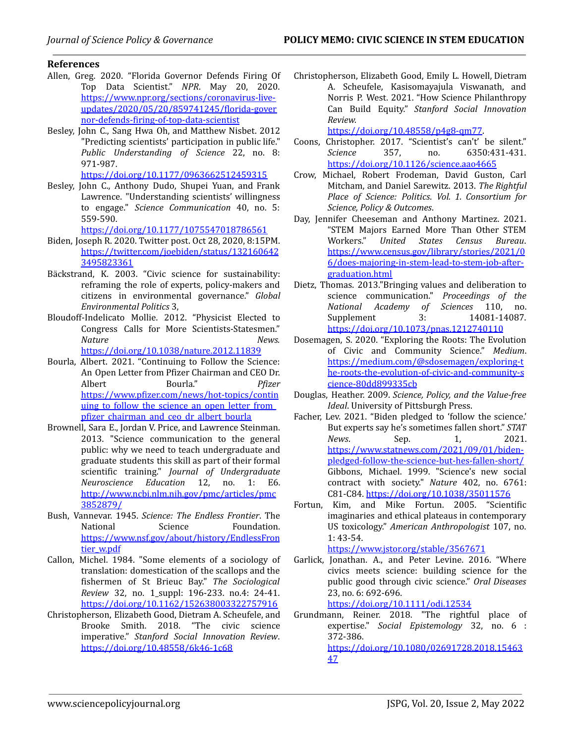### References

Allen, Greg. 2020. "Florida Governor Defends Firing Of Top Data Scientist." *NPR*. May 20, 2020. https://www.npr.org/sections/coronavirus-live-updates/2020/05/20/859741245/florida-governor-defends-firing-of-top-data-scientist

Besley, John C., Sang Hwa Oh, and Matthew Nisbet. 2012 "Predicting scientists' participation in public life." *Public Understanding of Science* 22, no. 8: 971-987. https://doi.org/10.1177/0963662512459315

Besley, John C., Anthony Dudo, Shupei Yuan, and Frank Lawrence. "Understanding scientists' willingness to engage." *Science Communication* 40, no. 5: 559-590. https://doi.org/10.1177/1075547018786561

Biden, Joseph R. 2020. Twitter post. Oct 28, 2020, 8:15PM. https://twitter.com/joebiden/status/1321606423495823361

Bäckstrand, K. 2003. "Civic science for sustainability: reframing the role of experts, policy-makers and citizens in environmental governance." *Global Environmental Politics* 3,

Bloudoff-Indelicato Mollie. 2012. "Physicist Elected to Congress Calls for More Scientists-Statesmen." *Nature News.* https://doi.org/10.1038/nature.2012.11839

Bourla, Albert. 2021. "Continuing to Follow the Science: An Open Letter from Pfizer Chairman and CEO Dr. Albert Bourla." *Pfizer* https://www.pfizer.com/news/hot-topics/continuing_to_follow_the_science_an_open_letter_from_pfizer_chairman_and_ceo_dr_albert_bourla

Brownell, Sara E., Jordan V. Price, and Lawrence Steinman. 2013. "Science communication to the general public: why we need to teach undergraduate and graduate students this skill as part of their formal scientific training." *Journal of Undergraduate Neuroscience Education* 12, no. 1: E6. http://www.ncbi.nlm.nih.gov/pmc/articles/pmc3852879/

Bush, Vannevar. 1945. *Science: The Endless Frontier*. The National Science Foundation. https://www.nsf.gov/about/history/EndlessFrontier_w.pdf

Callon, Michel. 1984. "Some elements of a sociology of translation: domestication of the scallops and the fishermen of St Brieuc Bay." *The Sociological Review* 32, no. 1_suppl: 196-233. no.4: 24-41. https://doi.org/10.1162/152638003322757916

Christopherson, Elizabeth Good, Dietram A. Scheufele, and Brooke Smith. 2018. "The civic science imperative." *Stanford Social Innovation Review*. https://doi.org/10.48558/6k46-1c68

Christopherson, Elizabeth Good, Emily L. Howell, Dietram A. Scheufele, Kasisomayajula Viswanath, and Norris P. West. 2021. "How Science Philanthropy Can Build Equity." *Stanford Social Innovation Review.* https://doi.org/10.48558/p4g8-qm77.

Coons, Christopher. 2017. "Scientist's can't' be silent." *Science* 357, no. 6350:431-431. https://doi.org/10.1126/science.aao4665

Crow, Michael, Robert Frodeman, David Guston, Carl Mitcham, and Daniel Sarewitz. 2013. *The Rightful Place of Science: Politics. Vol. 1. Consortium for Science, Policy & Outcomes*.

Day, Jennifer Cheeseman and Anthony Martinez. 2021. "STEM Majors Earned More Than Other STEM Workers." *United States Census Bureau*. https://www.census.gov/library/stories/2021/06/does-majoring-in-stem-lead-to-stem-job-after-graduation.html

Dietz, Thomas. 2013."Bringing values and deliberation to science communication." *Proceedings of the National Academy of Sciences* 110, no. Supplement 3: 14081-14087. https://doi.org/10.1073/pnas.1212740110

Dosemagen, S. 2020. "Exploring the Roots: The Evolution of Civic and Community Science." *Medium*. https://medium.com/@sdosemagen/exploring-the-roots-the-evolution-of-civic-and-community-science-80dd899335cb

Douglas, Heather. 2009. *Science, Policy, and the Value-free Ideal*. University of Pittsburgh Press.

Facher, Lev. 2021. "Biden pledged to 'follow the science.' But experts say he's sometimes fallen short." *STAT News*. Sep. 1, 2021. https://www.statnews.com/2021/09/01/biden-pledged-follow-the-science-but-hes-fallen-short/

Gibbons, Michael. 1999. "Science's new social contract with society." *Nature* 402, no. 6761: C81-C84. https://doi.org/10.1038/35011576

Fortun, Kim, and Mike Fortun. 2005. "Scientific imaginaries and ethical plateaus in contemporary US toxicology." *American Anthropologist* 107, no. 1: 43-54. https://www.jstor.org/stable/3567671

Garlick, Jonathan. A., and Peter Levine. 2016. "Where civics meets science: building science for the public good through civic science." *Oral Diseases* 23, no. 6: 692-696. https://doi.org/10.1111/odi.12534

Grundmann, Reiner. 2018. "The rightful place of expertise." *Social Epistemology* 32, no. 6 : 372-386. https://doi.org/10.1080/02691728.2018.1546347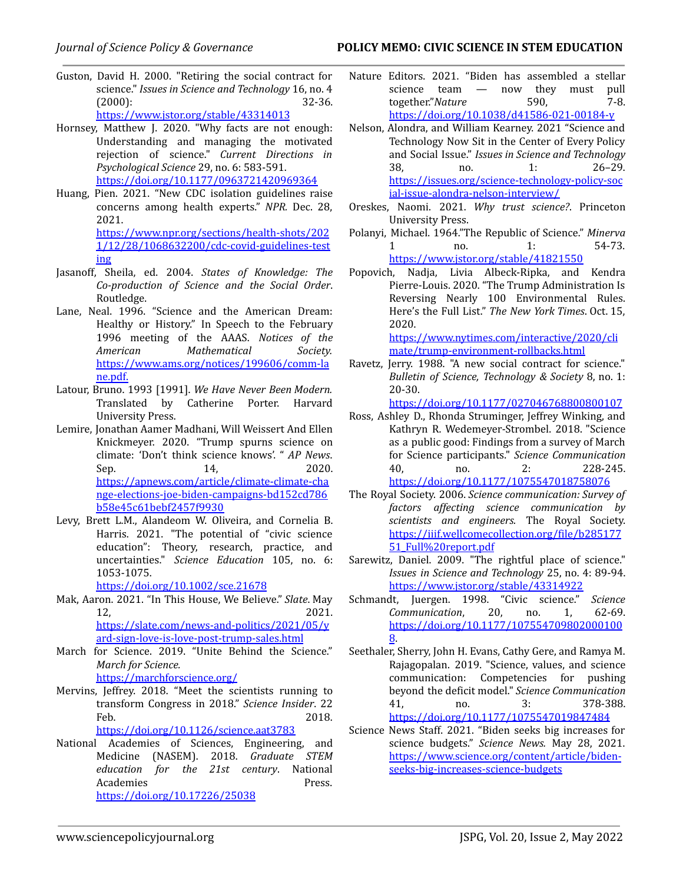Guston, David H. 2000. "Retiring the social contract for science." *Issues in Science and Technology* 16, no. 4 (2000): 32-36. https://www.jstor.org/stable/43314013

Hornsey, Matthew J. 2020. "Why facts are not enough: Understanding and managing the motivated rejection of science." *Current Directions in Psychological Science* 29, no. 6: 583-591. https://doi.org/10.1177/0963721420969364

Huang, Pien. 2021. "New CDC isolation guidelines raise concerns among health experts." *NPR.* Dec. 28, 2021. https://www.npr.org/sections/health-shots/2021/12/28/1068632200/cdc-covid-guidelines-testing

Jasanoff, Sheila, ed. 2004. *States of Knowledge: The Co-production of Science and the Social Order*. Routledge.

Lane, Neal. 1996. "Science and the American Dream: Healthy or History." In Speech to the February 1996 meeting of the AAAS. *Notices of the American Mathematical Society.* https://www.ams.org/notices/199606/comm-lane.pdf.

Latour, Bruno. 1993 [1991]. *We Have Never Been Modern.* Translated by Catherine Porter. Harvard University Press.

Lemire, Jonathan Aamer Madhani, Will Weissert And Ellen Knickmeyer. 2020. "Trump spurns science on climate: 'Don't think science knows'. " *AP News*. Sep. 14, 2020. https://apnews.com/article/climate-climate-change-elections-joe-biden-campaigns-bd152cd786b58e45c61bebf2457f9930

Levy, Brett L.M., Alandeom W. Oliveira, and Cornelia B. Harris. 2021. "The potential of "civic science education": Theory, research, practice, and uncertainties." *Science Education* 105, no. 6: 1053-1075. https://doi.org/10.1002/sce.21678

Mak, Aaron. 2021. "In This House, We Believe." *Slate*. May 12, 2021. https://slate.com/news-and-politics/2021/05/yard-sign-love-is-love-post-trump-sales.html

March for Science. 2019. "Unite Behind the Science." *March for Science.* https://marchforscience.org/

Mervins, Jeffrey. 2018. "Meet the scientists running to transform Congress in 2018." *Science Insider*. 22 Feb. 2018. https://doi.org/10.1126/science.aat3783

National Academies of Sciences, Engineering, and Medicine (NASEM). 2018. *Graduate STEM education for the 21st century*. National Academies Press. https://doi.org/10.17226/25038

Nature Editors. 2021. "Biden has assembled a stellar science team — now they must pull together."*Nature* 590, 7-8. https://doi.org/10.1038/d41586-021-00184-y

Nelson, Alondra, and William Kearney. 2021 "Science and Technology Now Sit in the Center of Every Policy and Social Issue." *Issues in Science and Technology* 38, no. 1: 26–29. https://issues.org/science-technology-policy-social-issue-alondra-nelson-interview/

Oreskes, Naomi. 2021. *Why trust science?*. Princeton University Press.

Polanyi, Michael. 1964."The Republic of Science." *Minerva* 1 no. 1: 54-73. https://www.jstor.org/stable/41821550

Popovich, Nadja, Livia Albeck-Ripka, and Kendra Pierre-Louis. 2020. "The Trump Administration Is Reversing Nearly 100 Environmental Rules. Here's the Full List." *The New York Times*. Oct. 15, 2020. https://www.nytimes.com/interactive/2020/climate/trump-environment-rollbacks.html

Ravetz, Jerry. 1988. "A new social contract for science." *Bulletin of Science, Technology & Society* 8, no. 1: 20-30. https://doi.org/10.1177/027046768800800107

Ross, Ashley D., Rhonda Struminger, Jeffrey Winking, and Kathryn R. Wedemeyer-Strombel. 2018. "Science as a public good: Findings from a survey of March for Science participants." *Science Communication* 40, no. 2: 228-245. https://doi.org/10.1177/1075547018758076

The Royal Society. 2006. *Science communication: Survey of factors affecting science communication by scientists and engineers.* The Royal Society. https://iiif.wellcomecollection.org/file/b28517751_Full%20report.pdf

Sarewitz, Daniel. 2009. "The rightful place of science." *Issues in Science and Technology* 25, no. 4: 89-94. https://www.jstor.org/stable/43314922

Schmandt, Juergen. 1998. "Civic science." *Science Communication*, 20, no. 1, 62-69. https://doi.org/10.1177/1075547098020001008.

Seethaler, Sherry, John H. Evans, Cathy Gere, and Ramya M. Rajagopalan. 2019. "Science, values, and science communication: Competencies for pushing beyond the deficit model." *Science Communication* 41, no. 3: 378-388. https://doi.org/10.1177/1075547019847484

Science News Staff. 2021. "Biden seeks big increases for science budgets." *Science News.* May 28, 2021. https://www.science.org/content/article/biden-seeks-big-increases-science-budgets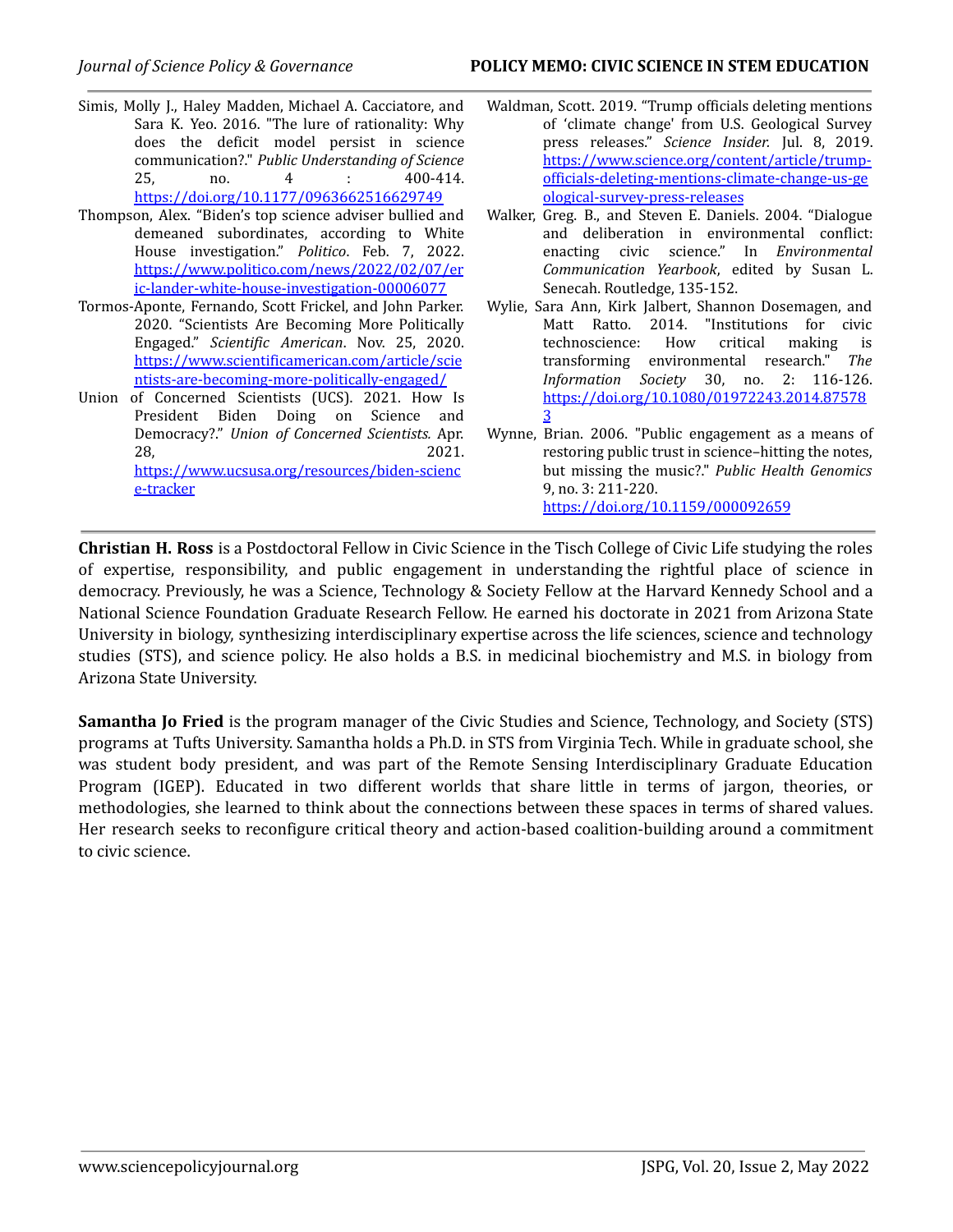Simis, Molly J., Haley Madden, Michael A. Cacciatore, and Sara K. Yeo. 2016. "The lure of rationality: Why does the deficit model persist in science communication?." *Public Understanding of Science* 25, no. 4 : 400-414. https://doi.org/10.1177/0963662516629749

Thompson, Alex. "Biden's top science adviser bullied and demeaned subordinates, according to White House investigation." *Politico*. Feb. 7, 2022. https://www.politico.com/news/2022/02/07/eric-lander-white-house-investigation-00006077

Tormos-Aponte, Fernando, Scott Frickel, and John Parker. 2020. "Scientists Are Becoming More Politically Engaged." *Scientific American*. Nov. 25, 2020. https://www.scientificamerican.com/article/scientists-are-becoming-more-politically-engaged/

Union of Concerned Scientists (UCS). 2021. How Is President Biden Doing on Science and Democracy?." *Union of Concerned Scientists.* Apr. 28, 2021. https://www.ucsusa.org/resources/biden-science-tracker

Waldman, Scott. 2019. "Trump officials deleting mentions of 'climate change' from U.S. Geological Survey press releases." *Science Insider.* Jul. 8, 2019. https://www.science.org/content/article/trump-officials-deleting-mentions-climate-change-us-geological-survey-press-releases

Walker, Greg. B., and Steven E. Daniels. 2004. "Dialogue and deliberation in environmental conflict: enacting civic science." In *Environmental Communication Yearbook*, edited by Susan L. Senecah. Routledge, 135-152.

Wylie, Sara Ann, Kirk Jalbert, Shannon Dosemagen, and Matt Ratto. 2014. "Institutions for civic technoscience: How critical making is transforming environmental research." *The Information Society* 30, no. 2: 116-126. https://doi.org/10.1080/01972243.2014.875783

Wynne, Brian. 2006. "Public engagement as a means of restoring public trust in science–hitting the notes, but missing the music?." *Public Health Genomics* 9, no. 3: 211-220. https://doi.org/10.1159/000092659

---

**Christian H. Ross** is a Postdoctoral Fellow in Civic Science in the Tisch College of Civic Life studying the roles of expertise, responsibility, and public engagement in understanding the rightful place of science in democracy. Previously, he was a Science, Technology & Society Fellow at the Harvard Kennedy School and a National Science Foundation Graduate Research Fellow. He earned his doctorate in 2021 from Arizona State University in biology, synthesizing interdisciplinary expertise across the life sciences, science and technology studies (STS), and science policy. He also holds a B.S. in medicinal biochemistry and M.S. in biology from Arizona State University.

**Samantha Jo Fried** is the program manager of the Civic Studies and Science, Technology, and Society (STS) programs at Tufts University. Samantha holds a Ph.D. in STS from Virginia Tech. While in graduate school, she was student body president, and was part of the Remote Sensing Interdisciplinary Graduate Education Program (IGEP). Educated in two different worlds that share little in terms of jargon, theories, or methodologies, she learned to think about the connections between these spaces in terms of shared values. Her research seeks to reconfigure critical theory and action-based coalition-building around a commitment to civic science.